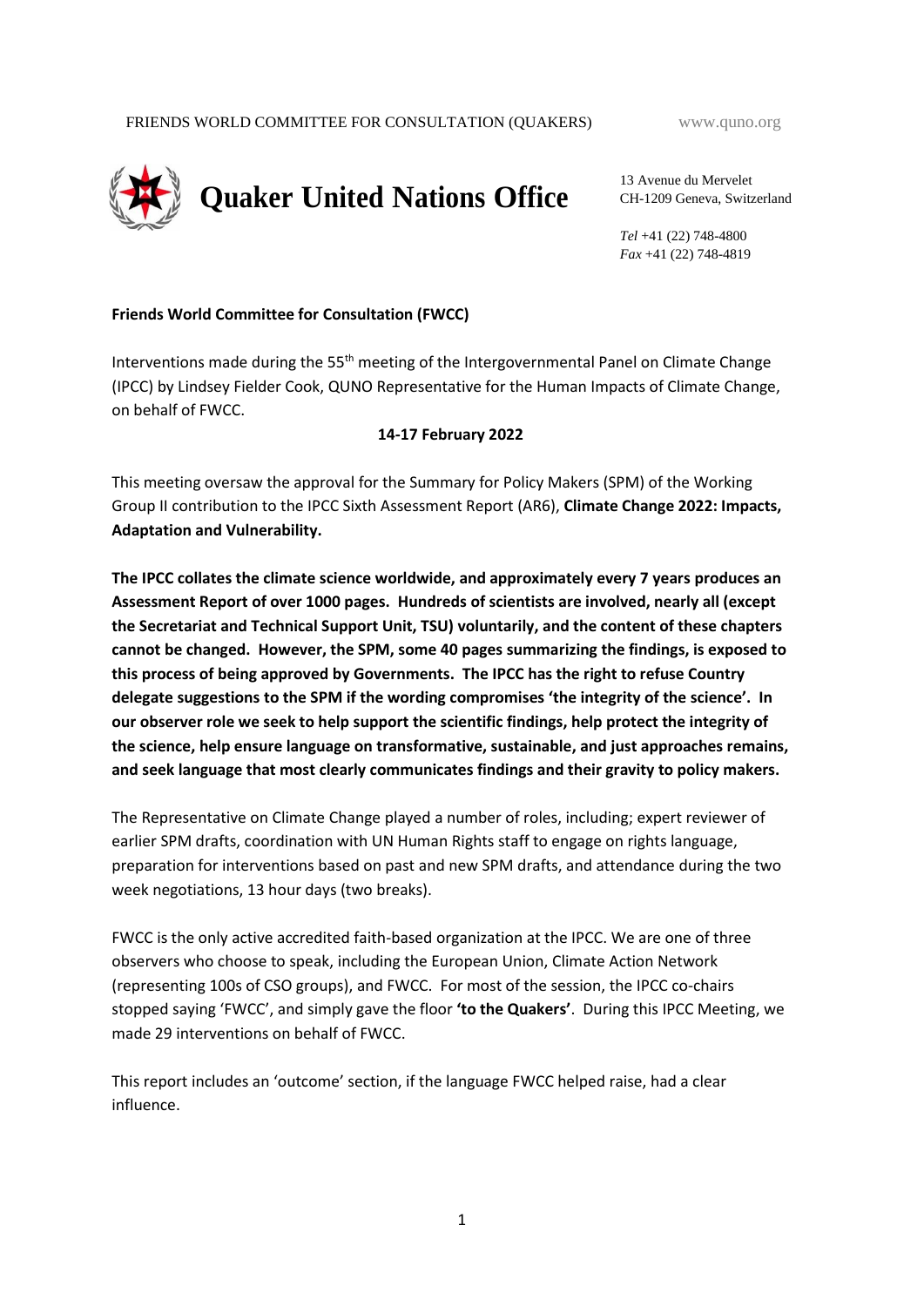FRIENDS WORLD COMMITTEE FOR CONSULTATION (QUAKERS) www.quno.org

# Quaker United Nations Office

13 Avenue du Mervelet
CH-1209 Geneva, Switzerland

*Tel* +41 (22) 748-4800
*Fax* +41 (22) 748-4819

**Friends World Committee for Consultation (FWCC)**

Interventions made during the 55th meeting of the Intergovernmental Panel on Climate Change (IPCC) by Lindsey Fielder Cook, QUNO Representative for the Human Impacts of Climate Change, on behalf of FWCC.

**14-17 February 2022**

This meeting oversaw the approval for the Summary for Policy Makers (SPM) of the Working Group II contribution to the IPCC Sixth Assessment Report (AR6), **Climate Change 2022: Impacts, Adaptation and Vulnerability.**

**The IPCC collates the climate science worldwide, and approximately every 7 years produces an Assessment Report of over 1000 pages. Hundreds of scientists are involved, nearly all (except the Secretariat and Technical Support Unit, TSU) voluntarily, and the content of these chapters cannot be changed. However, the SPM, some 40 pages summarizing the findings, is exposed to this process of being approved by Governments. The IPCC has the right to refuse Country delegate suggestions to the SPM if the wording compromises 'the integrity of the science'. In our observer role we seek to help support the scientific findings, help protect the integrity of the science, help ensure language on transformative, sustainable, and just approaches remains, and seek language that most clearly communicates findings and their gravity to policy makers.**

The Representative on Climate Change played a number of roles, including; expert reviewer of earlier SPM drafts, coordination with UN Human Rights staff to engage on rights language, preparation for interventions based on past and new SPM drafts, and attendance during the two week negotiations, 13 hour days (two breaks).

FWCC is the only active accredited faith-based organization at the IPCC. We are one of three observers who choose to speak, including the European Union, Climate Action Network (representing 100s of CSO groups), and FWCC. For most of the session, the IPCC co-chairs stopped saying 'FWCC', and simply gave the floor **'to the Quakers'**. During this IPCC Meeting, we made 29 interventions on behalf of FWCC.

This report includes an 'outcome' section, if the language FWCC helped raise, had a clear influence.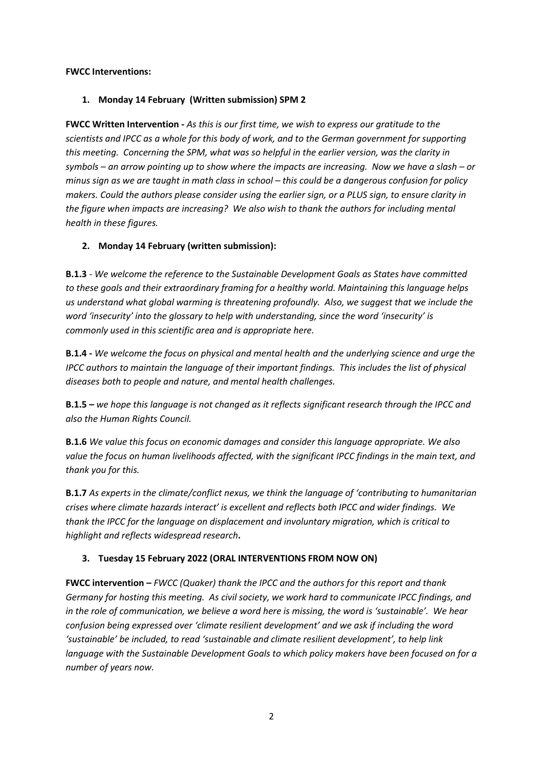**FWCC Interventions:**

1. **Monday 14 February (Written submission) SPM 2**

**FWCC Written Intervention -** *As this is our first time, we wish to express our gratitude to the scientists and IPCC as a whole for this body of work, and to the German government for supporting this meeting. Concerning the SPM, what was so helpful in the earlier version, was the clarity in symbols – an arrow pointing up to show where the impacts are increasing. Now we have a slash – or minus sign as we are taught in math class in school – this could be a dangerous confusion for policy makers. Could the authors please consider using the earlier sign, or a PLUS sign, to ensure clarity in the figure when impacts are increasing? We also wish to thank the authors for including mental health in these figures.*

2. **Monday 14 February (written submission):**

**B.1.3** - *We welcome the reference to the Sustainable Development Goals as States have committed to these goals and their extraordinary framing for a healthy world. Maintaining this language helps us understand what global warming is threatening profoundly. Also, we suggest that we include the word 'insecurity' into the glossary to help with understanding, since the word 'insecurity' is commonly used in this scientific area and is appropriate here.*

**B.1.4 -** *We welcome the focus on physical and mental health and the underlying science and urge the IPCC authors to maintain the language of their important findings. This includes the list of physical diseases both to people and nature, and mental health challenges.*

**B.1.5 –** *we hope this language is not changed as it reflects significant research through the IPCC and also the Human Rights Council.*

**B.1.6** *We value this focus on economic damages and consider this language appropriate. We also value the focus on human livelihoods affected, with the significant IPCC findings in the main text, and thank you for this.*

**B.1.7** *As experts in the climate/conflict nexus, we think the language of 'contributing to humanitarian crises where climate hazards interact' is excellent and reflects both IPCC and wider findings. We thank the IPCC for the language on displacement and involuntary migration, which is critical to highlight and reflects widespread research***.**

3. **Tuesday 15 February 2022 (ORAL INTERVENTIONS FROM NOW ON)**

**FWCC intervention –** *FWCC (Quaker) thank the IPCC and the authors for this report and thank Germany for hosting this meeting. As civil society, we work hard to communicate IPCC findings, and in the role of communication, we believe a word here is missing, the word is 'sustainable'. We hear confusion being expressed over 'climate resilient development' and we ask if including the word 'sustainable' be included, to read 'sustainable and climate resilient development', to help link language with the Sustainable Development Goals to which policy makers have been focused on for a number of years now.*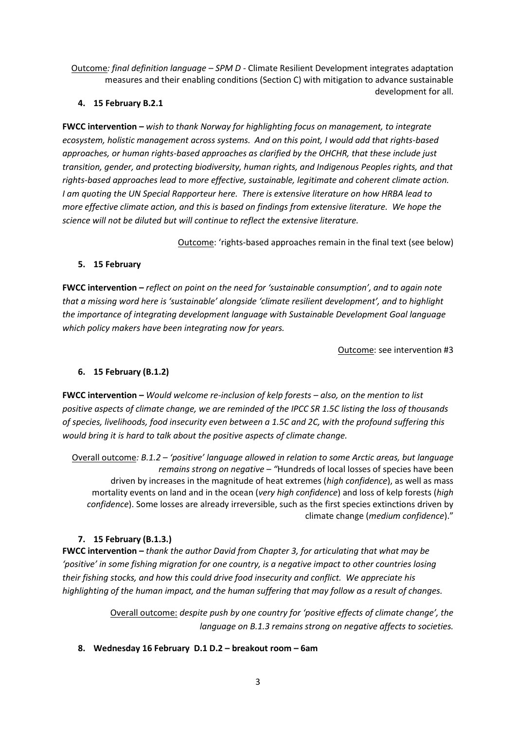<u>Outcome</u>*: final definition language – SPM D* - Climate Resilient Development integrates adaptation measures and their enabling conditions (Section C) with mitigation to advance sustainable development for all.

4. **15 February B.2.1**

**FWCC intervention –** *wish to thank Norway for highlighting focus on management, to integrate ecosystem, holistic management across systems. And on this point, I would add that rights-based approaches, or human rights-based approaches as clarified by the OHCHR, that these include just transition, gender, and protecting biodiversity, human rights, and Indigenous Peoples rights, and that rights-based approaches lead to more effective, sustainable, legitimate and coherent climate action. I am quoting the UN Special Rapporteur here. There is extensive literature on how HRBA lead to more effective climate action, and this is based on findings from extensive literature. We hope the science will not be diluted but will continue to reflect the extensive literature.*

<u>Outcome</u>: 'rights-based approaches remain in the final text (see below)

5. **15 February**

**FWCC intervention –** *reflect on point on the need for 'sustainable consumption', and to again note that a missing word here is 'sustainable' alongside 'climate resilient development', and to highlight the importance of integrating development language with Sustainable Development Goal language which policy makers have been integrating now for years.*

<u>Outcome</u>: see intervention #3

6. **15 February (B.1.2)**

**FWCC intervention –** *Would welcome re-inclusion of kelp forests – also, on the mention to list positive aspects of climate change, we are reminded of the IPCC SR 1.5C listing the loss of thousands of species, livelihoods, food insecurity even between a 1.5C and 2C, with the profound suffering this would bring it is hard to talk about the positive aspects of climate change.*

<u>Overall outcome</u>*: B.1.2 – 'positive' language allowed in relation to some Arctic areas, but language remains strong on negative – "*Hundreds of local losses of species have been driven by increases in the magnitude of heat extremes (*high confidence*), as well as mass mortality events on land and in the ocean (*very high confidence*) and loss of kelp forests (*high confidence*). Some losses are already irreversible, such as the first species extinctions driven by climate change (*medium confidence*)."

7. **15 February (B.1.3.)**

**FWCC intervention –** *thank the author David from Chapter 3, for articulating that what may be 'positive' in some fishing migration for one country, is a negative impact to other countries losing their fishing stocks, and how this could drive food insecurity and conflict. We appreciate his highlighting of the human impact, and the human suffering that may follow as a result of changes.*

<u>Overall outcome:</u> *despite push by one country for 'positive effects of climate change', the language on B.1.3 remains strong on negative affects to societies.*

8. **Wednesday 16 February D.1 D.2 – breakout room – 6am**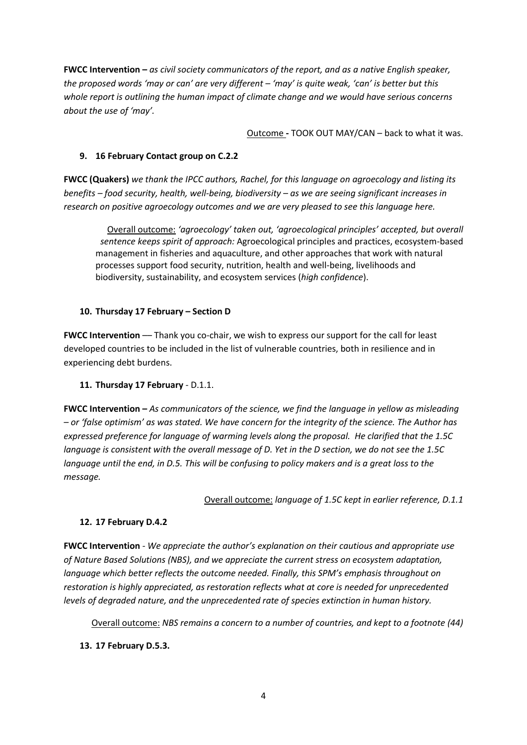**FWCC Intervention –** *as civil society communicators of the report, and as a native English speaker, the proposed words 'may or can' are very different – 'may' is quite weak, 'can' is better but this whole report is outlining the human impact of climate change and we would have serious concerns about the use of 'may'.*

Outcome **-** TOOK OUT MAY/CAN – back to what it was.

9. **16 February Contact group on C.2.2**

**FWCC (Quakers)** *we thank the IPCC authors, Rachel, for this language on agroecology and listing its benefits – food security, health, well-being, biodiversity – as we are seeing significant increases in research on positive agroecology outcomes and we are very pleased to see this language here.*

> Overall outcome: *'agroecology' taken out, 'agroecological principles' accepted, but overall sentence keeps spirit of approach:* Agroecological principles and practices, ecosystem-based management in fisheries and aquaculture, and other approaches that work with natural processes support food security, nutrition, health and well-being, livelihoods and biodiversity, sustainability, and ecosystem services (*high confidence*).

10. **Thursday 17 February – Section D**

**FWCC Intervention** –– Thank you co-chair, we wish to express our support for the call for least developed countries to be included in the list of vulnerable countries, both in resilience and in experiencing debt burdens.

11. **Thursday 17 February** - D.1.1.

**FWCC Intervention –** *As communicators of the science, we find the language in yellow as misleading – or 'false optimism' as was stated. We have concern for the integrity of the science. The Author has expressed preference for language of warming levels along the proposal. He clarified that the 1.5C language is consistent with the overall message of D. Yet in the D section, we do not see the 1.5C language until the end, in D.5. This will be confusing to policy makers and is a great loss to the message.*

Overall outcome: *language of 1.5C kept in earlier reference, D.1.1*

12. **17 February D.4.2**

**FWCC Intervention** - *We appreciate the author's explanation on their cautious and appropriate use of Nature Based Solutions (NBS), and we appreciate the current stress on ecosystem adaptation, language which better reflects the outcome needed. Finally, this SPM's emphasis throughout on restoration is highly appreciated, as restoration reflects what at core is needed for unprecedented levels of degraded nature, and the unprecedented rate of species extinction in human history.*

Overall outcome: *NBS remains a concern to a number of countries, and kept to a footnote (44)*

13. **17 February D.5.3.**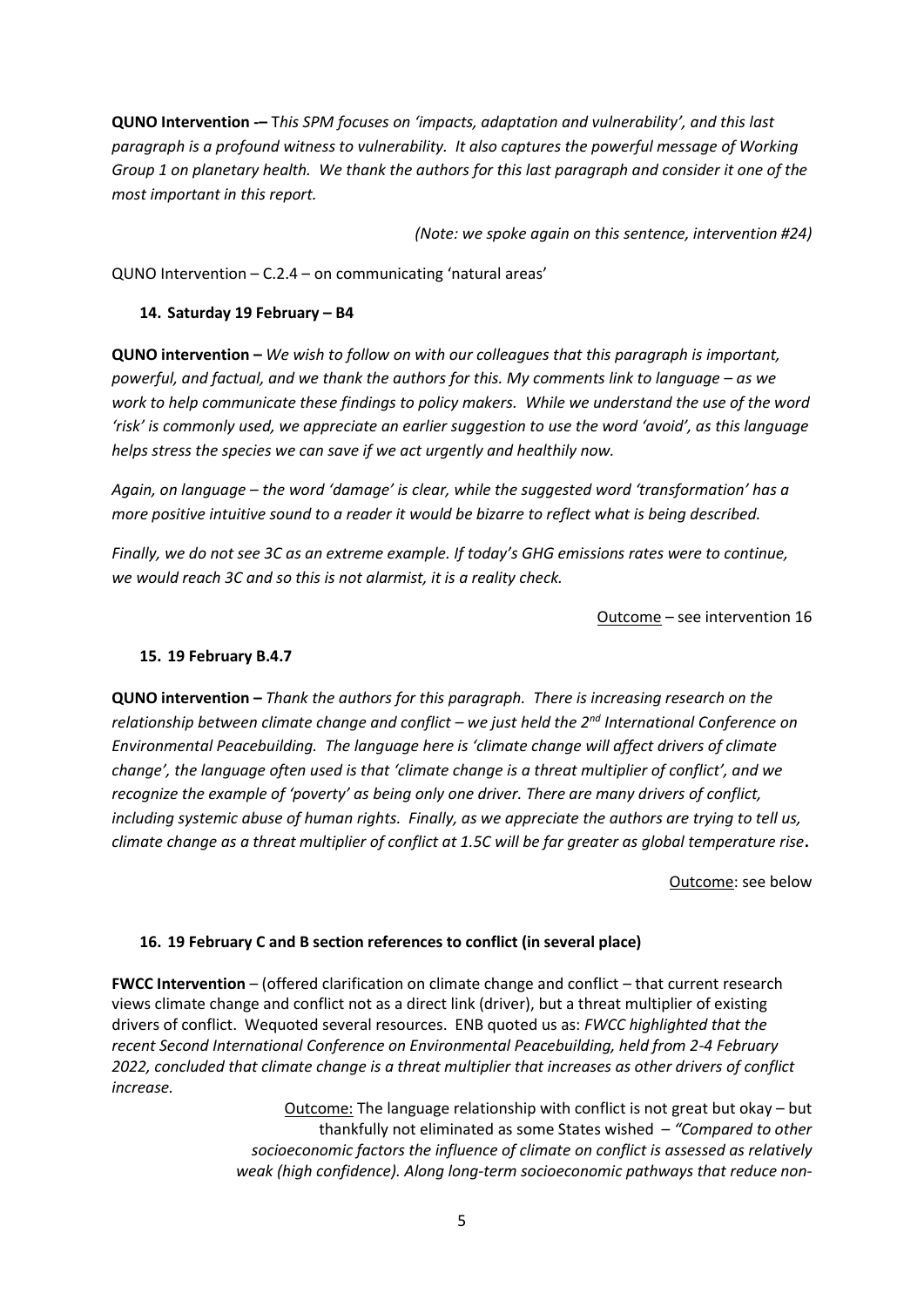**QUNO Intervention -–** *This SPM focuses on 'impacts, adaptation and vulnerability', and this last paragraph is a profound witness to vulnerability. It also captures the powerful message of Working Group 1 on planetary health. We thank the authors for this last paragraph and consider it one of the most important in this report.*

*(Note: we spoke again on this sentence, intervention #24)*

QUNO Intervention – C.2.4 – on communicating 'natural areas'

**14. Saturday 19 February – B4**

**QUNO intervention –** *We wish to follow on with our colleagues that this paragraph is important, powerful, and factual, and we thank the authors for this. My comments link to language – as we work to help communicate these findings to policy makers. While we understand the use of the word 'risk' is commonly used, we appreciate an earlier suggestion to use the word 'avoid', as this language helps stress the species we can save if we act urgently and healthily now.*

*Again, on language – the word 'damage' is clear, while the suggested word 'transformation' has a more positive intuitive sound to a reader it would be bizarre to reflect what is being described.*

*Finally, we do not see 3C as an extreme example. If today's GHG emissions rates were to continue, we would reach 3C and so this is not alarmist, it is a reality check.*

Outcome – see intervention 16

**15. 19 February B.4.7**

**QUNO intervention –** *Thank the authors for this paragraph. There is increasing research on the relationship between climate change and conflict – we just held the 2nd International Conference on Environmental Peacebuilding. The language here is 'climate change will affect drivers of climate change', the language often used is that 'climate change is a threat multiplier of conflict', and we recognize the example of 'poverty' as being only one driver. There are many drivers of conflict, including systemic abuse of human rights. Finally, as we appreciate the authors are trying to tell us, climate change as a threat multiplier of conflict at 1.5C will be far greater as global temperature rise***.**

Outcome: see below

**16. 19 February C and B section references to conflict (in several place)**

**FWCC Intervention** – (offered clarification on climate change and conflict – that current research views climate change and conflict not as a direct link (driver), but a threat multiplier of existing drivers of conflict. Wequoted several resources. ENB quoted us as: *FWCC highlighted that the recent Second International Conference on Environmental Peacebuilding, held from 2-4 February 2022, concluded that climate change is a threat multiplier that increases as other drivers of conflict increase.*

Outcome: The language relationship with conflict is not great but okay – but thankfully not eliminated as some States wished – *"Compared to other socioeconomic factors the influence of climate on conflict is assessed as relatively weak (high confidence). Along long-term socioeconomic pathways that reduce non-*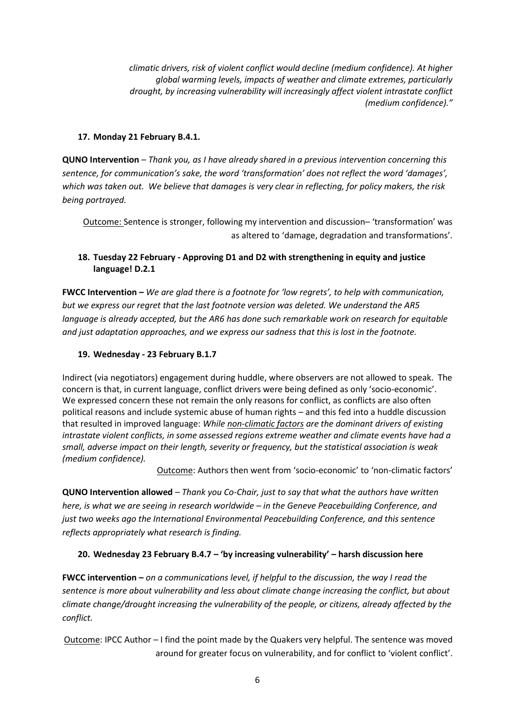*climatic drivers, risk of violent conflict would decline (medium confidence). At higher global warming levels, impacts of weather and climate extremes, particularly drought, by increasing vulnerability will increasingly affect violent intrastate conflict (medium confidence)."*

**17. Monday 21 February B.4.1.**

**QUNO Intervention** – *Thank you, as I have already shared in a previous intervention concerning this sentence, for communication's sake, the word 'transformation' does not reflect the word 'damages', which was taken out. We believe that damages is very clear in reflecting, for policy makers, the risk being portrayed.*

Outcome: Sentence is stronger, following my intervention and discussion– 'transformation' was as altered to 'damage, degradation and transformations'.

**18. Tuesday 22 February - Approving D1 and D2 with strengthening in equity and justice language! D.2.1**

**FWCC Intervention –** *We are glad there is a footnote for 'low regrets', to help with communication, but we express our regret that the last footnote version was deleted. We understand the AR5 language is already accepted, but the AR6 has done such remarkable work on research for equitable and just adaptation approaches, and we express our sadness that this is lost in the footnote.*

**19. Wednesday - 23 February B.1.7**

Indirect (via negotiators) engagement during huddle, where observers are not allowed to speak. The concern is that, in current language, conflict drivers were being defined as only 'socio-economic'. We expressed concern these not remain the only reasons for conflict, as conflicts are also often political reasons and include systemic abuse of human rights – and this fed into a huddle discussion that resulted in improved language: *While non-climatic factors are the dominant drivers of existing intrastate violent conflicts, in some assessed regions extreme weather and climate events have had a small, adverse impact on their length, severity or frequency, but the statistical association is weak (medium confidence).*

Outcome: Authors then went from 'socio-economic' to 'non-climatic factors'

**QUNO Intervention allowed** – *Thank you Co-Chair, just to say that what the authors have written here, is what we are seeing in research worldwide – in the Geneve Peacebuilding Conference, and just two weeks ago the International Environmental Peacebuilding Conference, and this sentence reflects appropriately what research is finding.*

**20. Wednesday 23 February B.4.7 – 'by increasing vulnerability' – harsh discussion here**

**FWCC intervention –** *on a communications level, if helpful to the discussion, the way I read the sentence is more about vulnerability and less about climate change increasing the conflict, but about climate change/drought increasing the vulnerability of the people, or citizens, already affected by the conflict.*

Outcome: IPCC Author – I find the point made by the Quakers very helpful. The sentence was moved around for greater focus on vulnerability, and for conflict to 'violent conflict'.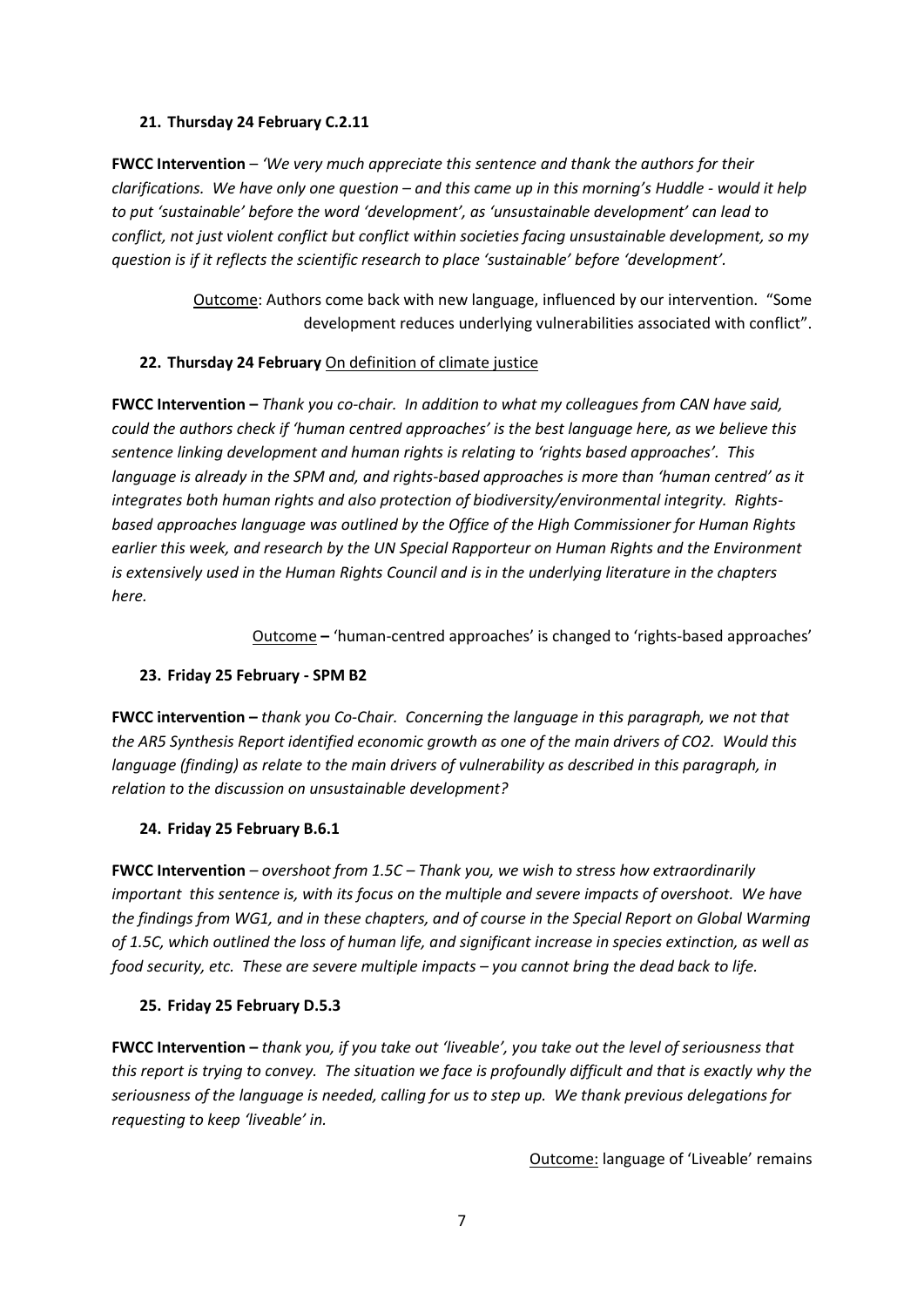## 21. Thursday 24 February C.2.11

**FWCC Intervention** – *'We very much appreciate this sentence and thank the authors for their clarifications. We have only one question – and this came up in this morning's Huddle - would it help to put 'sustainable' before the word 'development', as 'unsustainable development' can lead to conflict, not just violent conflict but conflict within societies facing unsustainable development, so my question is if it reflects the scientific research to place 'sustainable' before 'development'.*

> Outcome: Authors come back with new language, influenced by our intervention. "Some development reduces underlying vulnerabilities associated with conflict".

## 22. Thursday 24 February On definition of climate justice

**FWCC Intervention –** *Thank you co-chair. In addition to what my colleagues from CAN have said, could the authors check if 'human centred approaches' is the best language here, as we believe this sentence linking development and human rights is relating to 'rights based approaches'. This language is already in the SPM and, and rights-based approaches is more than 'human centred' as it integrates both human rights and also protection of biodiversity/environmental integrity. Rights-based approaches language was outlined by the Office of the High Commissioner for Human Rights earlier this week, and research by the UN Special Rapporteur on Human Rights and the Environment is extensively used in the Human Rights Council and is in the underlying literature in the chapters here.*

> Outcome – 'human-centred approaches' is changed to 'rights-based approaches'

## 23. Friday 25 February - SPM B2

**FWCC intervention –** *thank you Co-Chair. Concerning the language in this paragraph, we not that the AR5 Synthesis Report identified economic growth as one of the main drivers of CO2. Would this language (finding) as relate to the main drivers of vulnerability as described in this paragraph, in relation to the discussion on unsustainable development?*

## 24. Friday 25 February B.6.1

**FWCC Intervention** – *overshoot from 1.5C – Thank you, we wish to stress how extraordinarily important this sentence is, with its focus on the multiple and severe impacts of overshoot. We have the findings from WG1, and in these chapters, and of course in the Special Report on Global Warming of 1.5C, which outlined the loss of human life, and significant increase in species extinction, as well as food security, etc. These are severe multiple impacts – you cannot bring the dead back to life.*

## 25. Friday 25 February D.5.3

**FWCC Intervention –** *thank you, if you take out 'liveable', you take out the level of seriousness that this report is trying to convey. The situation we face is profoundly difficult and that is exactly why the seriousness of the language is needed, calling for us to step up. We thank previous delegations for requesting to keep 'liveable' in.*

> Outcome: language of 'Liveable' remains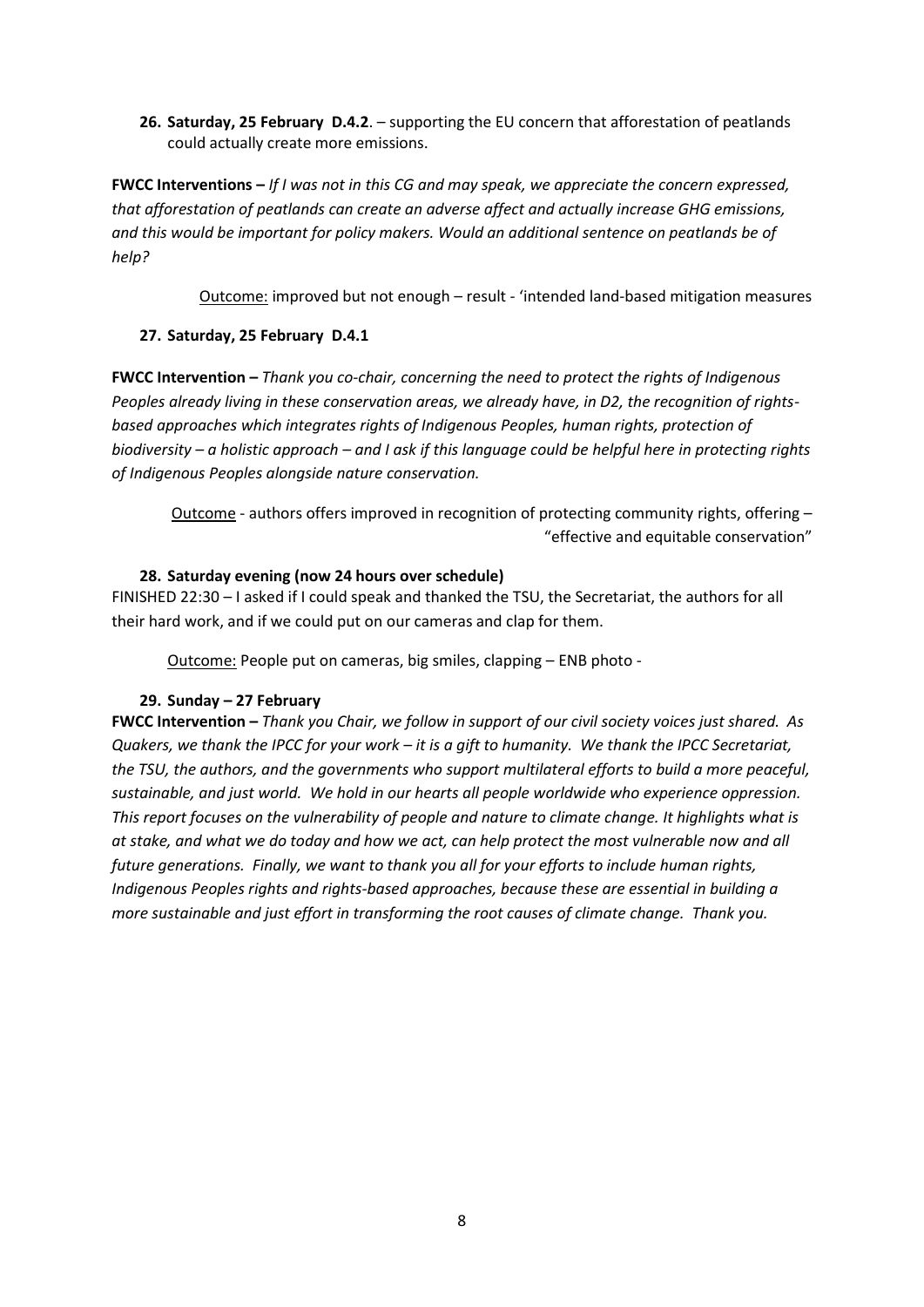26. **Saturday, 25 February D.4.2**. – supporting the EU concern that afforestation of peatlands could actually create more emissions.

**FWCC Interventions –** *If I was not in this CG and may speak, we appreciate the concern expressed, that afforestation of peatlands can create an adverse affect and actually increase GHG emissions, and this would be important for policy makers. Would an additional sentence on peatlands be of help?*

Outcome: improved but not enough – result - 'intended land-based mitigation measures

27. **Saturday, 25 February D.4.1**

**FWCC Intervention –** *Thank you co-chair, concerning the need to protect the rights of Indigenous Peoples already living in these conservation areas, we already have, in D2, the recognition of rights-based approaches which integrates rights of Indigenous Peoples, human rights, protection of biodiversity – a holistic approach – and I ask if this language could be helpful here in protecting rights of Indigenous Peoples alongside nature conservation.*

Outcome - authors offers improved in recognition of protecting community rights, offering – "effective and equitable conservation"

28. **Saturday evening (now 24 hours over schedule)**

FINISHED 22:30 – I asked if I could speak and thanked the TSU, the Secretariat, the authors for all their hard work, and if we could put on our cameras and clap for them.

Outcome: People put on cameras, big smiles, clapping – ENB photo -

29. **Sunday – 27 February**

**FWCC Intervention –** *Thank you Chair, we follow in support of our civil society voices just shared. As Quakers, we thank the IPCC for your work – it is a gift to humanity. We thank the IPCC Secretariat, the TSU, the authors, and the governments who support multilateral efforts to build a more peaceful, sustainable, and just world. We hold in our hearts all people worldwide who experience oppression. This report focuses on the vulnerability of people and nature to climate change. It highlights what is at stake, and what we do today and how we act, can help protect the most vulnerable now and all future generations. Finally, we want to thank you all for your efforts to include human rights, Indigenous Peoples rights and rights-based approaches, because these are essential in building a more sustainable and just effort in transforming the root causes of climate change. Thank you.*